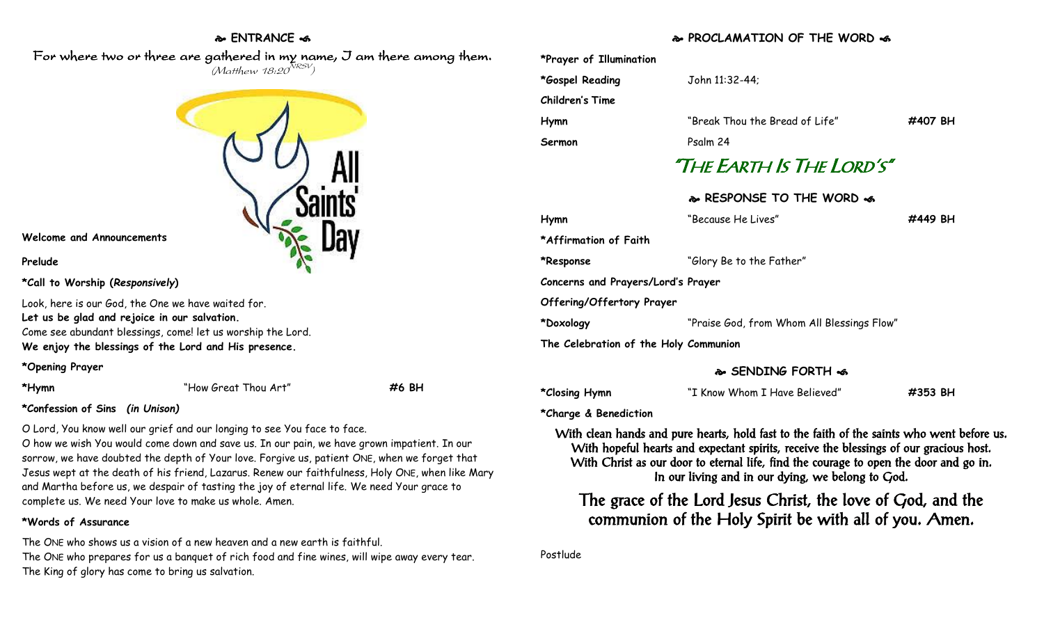## ❧ ENTRANCE ☙

For where two or three are gathered in my name, I am there among them.
*(Matthew 18:20 NRSV)*

All Saints' Day

**Welcome and Announcements**

**Prelude**

**\*Call to Worship (*Responsively*)**

Look, here is our God, the One we have waited for.
**Let us be glad and rejoice in our salvation.**
Come see abundant blessings, come! let us worship the Lord.
**We enjoy the blessings of the Lord and His presence.**

**\*Opening Prayer**

**\*Hymn** "How Great Thou Art" **#6 BH**

**\*Confession of Sins *(in Unison)***

O Lord, You know well our grief and our longing to see You face to face.
O how we wish You would come down and save us. In our pain, we have grown impatient. In our sorrow, we have doubted the depth of Your love. Forgive us, patient ONE, when we forget that Jesus wept at the death of his friend, Lazarus. Renew our faithfulness, Holy ONE, when like Mary and Martha before us, we despair of tasting the joy of eternal life. We need Your grace to complete us. We need Your love to make us whole. Amen.

**\*Words of Assurance**

The ONE who shows us a vision of a new heaven and a new earth is faithful.
The ONE who prepares for us a banquet of rich food and fine wines, will wipe away every tear.
The King of glory has come to bring us salvation.

## ❧ PROCLAMATION OF THE WORD ☙

**\*Prayer of Illumination**

**\*Gospel Reading** John 11:32-44;

**Children's Time**

**Hymn** "Break Thou the Bread of Life" **#407 BH**

**Sermon** Psalm 24

### "THE EARTH IS THE LORD'S"

## ❧ RESPONSE TO THE WORD ☙

**Hymn** "Because He Lives" **#449 BH**

**\*Affirmation of Faith**

**\*Response** "Glory Be to the Father"

**Concerns and Prayers/Lord's Prayer**

**Offering/Offertory Prayer**

**\*Doxology** "Praise God, from Whom All Blessings Flow"

**The Celebration of the Holy Communion**

## ❧ SENDING FORTH ☙

**\*Closing Hymn** "I Know Whom I Have Believed" **#353 BH**

**\*Charge & Benediction**

**With clean hands and pure hearts, hold fast to the faith of the saints who went before us.**
**With hopeful hearts and expectant spirits, receive the blessings of our gracious host.**
**With Christ as our door to eternal life, find the courage to open the door and go in.**
**In our living and in our dying, we belong to God.**

**The grace of the Lord Jesus Christ, the love of God, and the communion of the Holy Spirit be with all of you. Amen.**

Postlude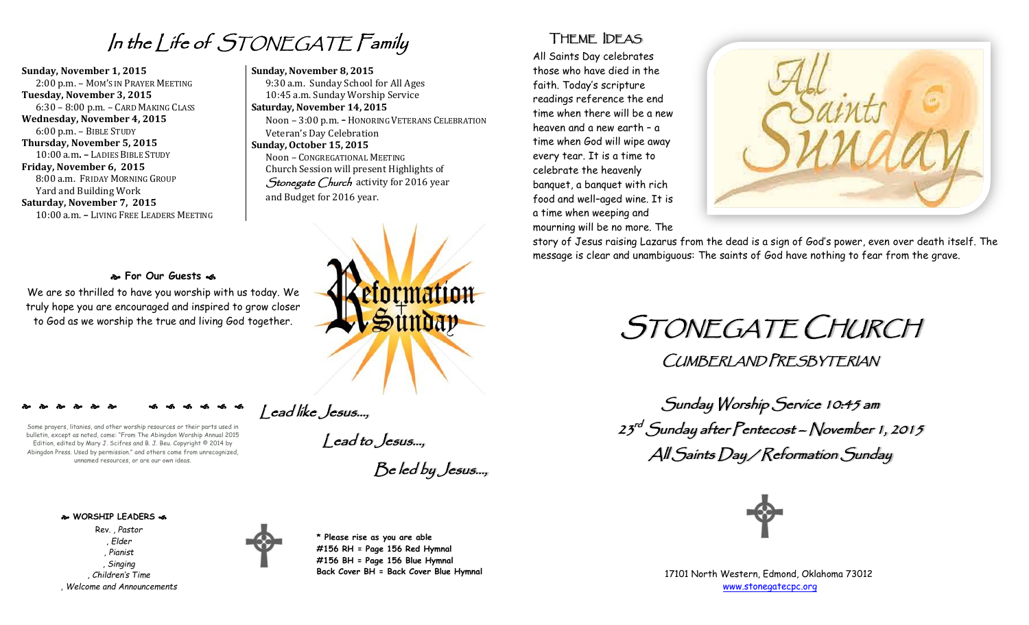# In the Life of STONEGATE Family

**Sunday, November 1, 2015**
2:00 p.m. – MOM'S IN PRAYER MEETING
**Tuesday, November 3, 2015**
6:30 – 8:00 p.m. – CARD MAKING CLASS
**Wednesday, November 4, 2015**
6:00 p.m. – BIBLE STUDY
**Thursday, November 5, 2015**
10:00 a.m. – LADIES BIBLE STUDY
**Friday, November 6, 2015**
8:00 a.m. FRIDAY MORNING GROUP
Yard and Building Work
**Saturday, November 7, 2015**
10:00 a.m. – LIVING FREE LEADERS MEETING

**Sunday, November 8, 2015**
9:30 a.m. Sunday School for All Ages
10:45 a.m. Sunday Worship Service
**Saturday, November 14, 2015**
Noon – 3:00 p.m. – HONORING VETERANS CELEBRATION
Veteran's Day Celebration
**Sunday, October 15, 2015**
Noon – CONGREGATIONAL MEETING
Church Session will present Highlights of *Stonegate Church* activity for 2016 year and Budget for 2016 year.

**For Our Guests**

We are so thrilled to have you worship with us today. We truly hope you are encouraged and inspired to grow closer to God as we worship the true and living God together.

Reformation Sunday

Some prayers, litanies, and other worship resources or their parts used in bulletin, except as noted, come: "From The Abingdon Worship Annual 2015 Edition, edited by Mary J. Scifres and B. J. Beu. Copyright © 2014 by Abingdon Press. Used by permission." and others come from unrecognized, unnamed resources, or are our own ideas.

*Lead like Jesus...,*

*Lead to Jesus...,*

*Be led by Jesus...,*

**WORSHIP LEADERS**

Rev. , *Pastor*
, *Elder*
, *Pianist*
, *Singing*
, *Children's Time*
, *Welcome and Announcements*

**\* Please rise as you are able**
**#156 RH = Page 156 Red Hymnal**
**#156 BH = Page 156 Blue Hymnal**
**Back Cover BH = Back Cover Blue Hymnal**

## THEME IDEAS

All Saints Day celebrates those who have died in the faith. Today's scripture readings reference the end time when there will be a new heaven and a new earth – a time when God will wipe away every tear. It is a time to celebrate the heavenly banquet, a banquet with rich food and well–aged wine. It is a time when weeping and mourning will be no more. The story of Jesus raising Lazarus from the dead is a sign of God's power, even over death itself. The message is clear and unambiguous: The saints of God have nothing to fear from the grave.

All Saints Sunday

# STONEGATE CHURCH

## CUMBERLAND PRESBYTERIAN

Sunday Worship Service 10:45 am

23rd Sunday after Pentecost – November 1, 2015

All Saints Day / Reformation Sunday

17101 North Western, Edmond, Oklahoma 73012
www.stonegatecpc.org